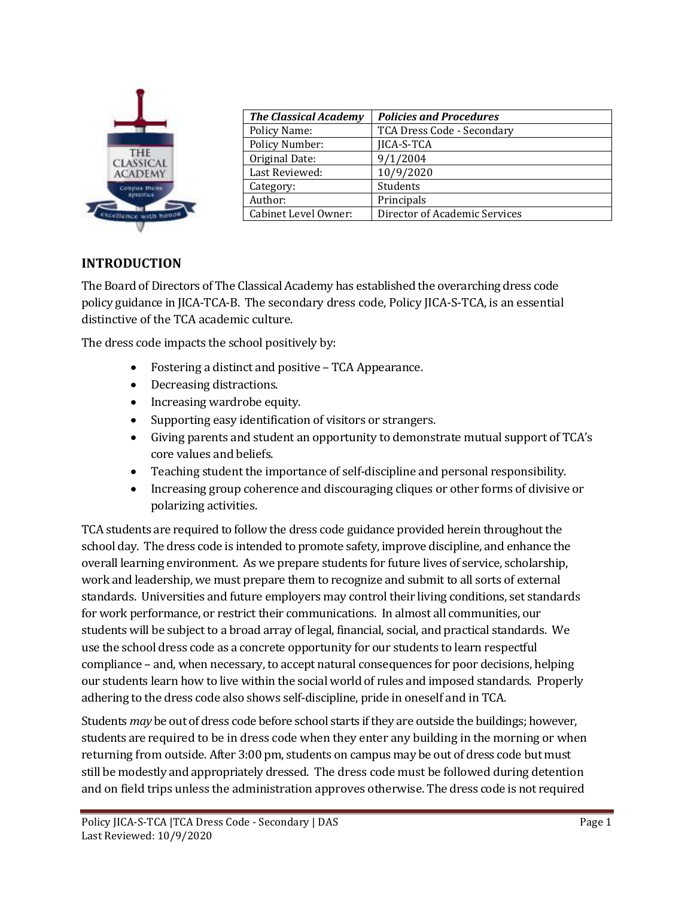| *The Classical Academy* | *Policies and Procedures* |
|---|---|
| Policy Name: | TCA Dress Code - Secondary |
| Policy Number: | JICA-S-TCA |
| Original Date: | 9/1/2004 |
| Last Reviewed: | 10/9/2020 |
| Category: | Students |
| Author: | Principals |
| Cabinet Level Owner: | Director of Academic Services |

## INTRODUCTION

The Board of Directors of The Classical Academy has established the overarching dress code policy guidance in JICA-TCA-B. The secondary dress code, Policy JICA-S-TCA, is an essential distinctive of the TCA academic culture.

The dress code impacts the school positively by:

- Fostering a distinct and positive – TCA Appearance.
- Decreasing distractions.
- Increasing wardrobe equity.
- Supporting easy identification of visitors or strangers.
- Giving parents and student an opportunity to demonstrate mutual support of TCA's core values and beliefs.
- Teaching student the importance of self-discipline and personal responsibility.
- Increasing group coherence and discouraging cliques or other forms of divisive or polarizing activities.

TCA students are required to follow the dress code guidance provided herein throughout the school day. The dress code is intended to promote safety, improve discipline, and enhance the overall learning environment. As we prepare students for future lives of service, scholarship, work and leadership, we must prepare them to recognize and submit to all sorts of external standards. Universities and future employers may control their living conditions, set standards for work performance, or restrict their communications. In almost all communities, our students will be subject to a broad array of legal, financial, social, and practical standards. We use the school dress code as a concrete opportunity for our students to learn respectful compliance – and, when necessary, to accept natural consequences for poor decisions, helping our students learn how to live within the social world of rules and imposed standards. Properly adhering to the dress code also shows self-discipline, pride in oneself and in TCA.

Students *may* be out of dress code before school starts if they are outside the buildings; however, students are required to be in dress code when they enter any building in the morning or when returning from outside. After 3:00 pm, students on campus may be out of dress code but must still be modestly and appropriately dressed. The dress code must be followed during detention and on field trips unless the administration approves otherwise. The dress code is not required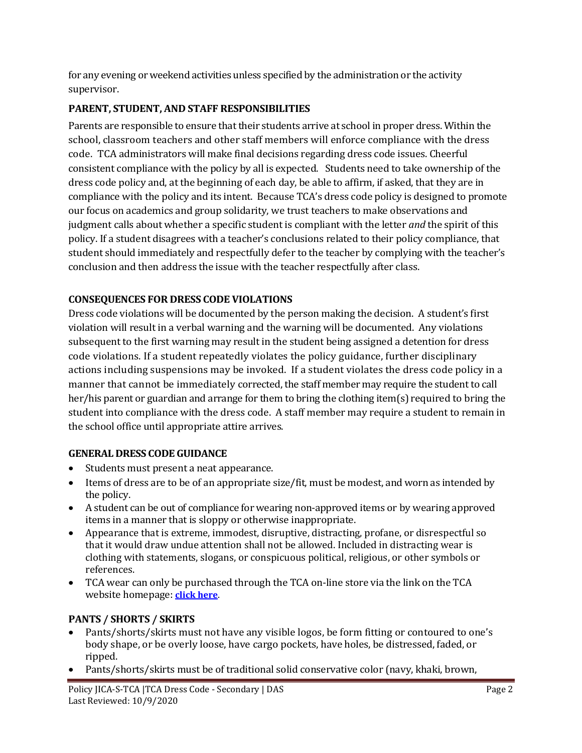for any evening or weekend activities unless specified by the administration or the activity supervisor.

## PARENT, STUDENT, AND STAFF RESPONSIBILITIES

Parents are responsible to ensure that their students arrive at school in proper dress. Within the school, classroom teachers and other staff members will enforce compliance with the dress code. TCA administrators will make final decisions regarding dress code issues. Cheerful consistent compliance with the policy by all is expected. Students need to take ownership of the dress code policy and, at the beginning of each day, be able to affirm, if asked, that they are in compliance with the policy and its intent. Because TCA's dress code policy is designed to promote our focus on academics and group solidarity, we trust teachers to make observations and judgment calls about whether a specific student is compliant with the letter *and* the spirit of this policy. If a student disagrees with a teacher's conclusions related to their policy compliance, that student should immediately and respectfully defer to the teacher by complying with the teacher's conclusion and then address the issue with the teacher respectfully after class.

## CONSEQUENCES FOR DRESS CODE VIOLATIONS

Dress code violations will be documented by the person making the decision. A student's first violation will result in a verbal warning and the warning will be documented. Any violations subsequent to the first warning may result in the student being assigned a detention for dress code violations. If a student repeatedly violates the policy guidance, further disciplinary actions including suspensions may be invoked. If a student violates the dress code policy in a manner that cannot be immediately corrected, the staff member may require the student to call her/his parent or guardian and arrange for them to bring the clothing item(s) required to bring the student into compliance with the dress code. A staff member may require a student to remain in the school office until appropriate attire arrives.

## GENERAL DRESS CODE GUIDANCE

- Students must present a neat appearance.
- Items of dress are to be of an appropriate size/fit, must be modest, and worn as intended by the policy.
- A student can be out of compliance for wearing non-approved items or by wearing approved items in a manner that is sloppy or otherwise inappropriate.
- Appearance that is extreme, immodest, disruptive, distracting, profane, or disrespectful so that it would draw undue attention shall not be allowed. Included in distracting wear is clothing with statements, slogans, or conspicuous political, religious, or other symbols or references.
- TCA wear can only be purchased through the TCA on-line store via the link on the TCA website homepage: **click here**.

## PANTS / SHORTS / SKIRTS

- Pants/shorts/skirts must not have any visible logos, be form fitting or contoured to one's body shape, or be overly loose, have cargo pockets, have holes, be distressed, faded, or ripped.
- Pants/shorts/skirts must be of traditional solid conservative color (navy, khaki, brown,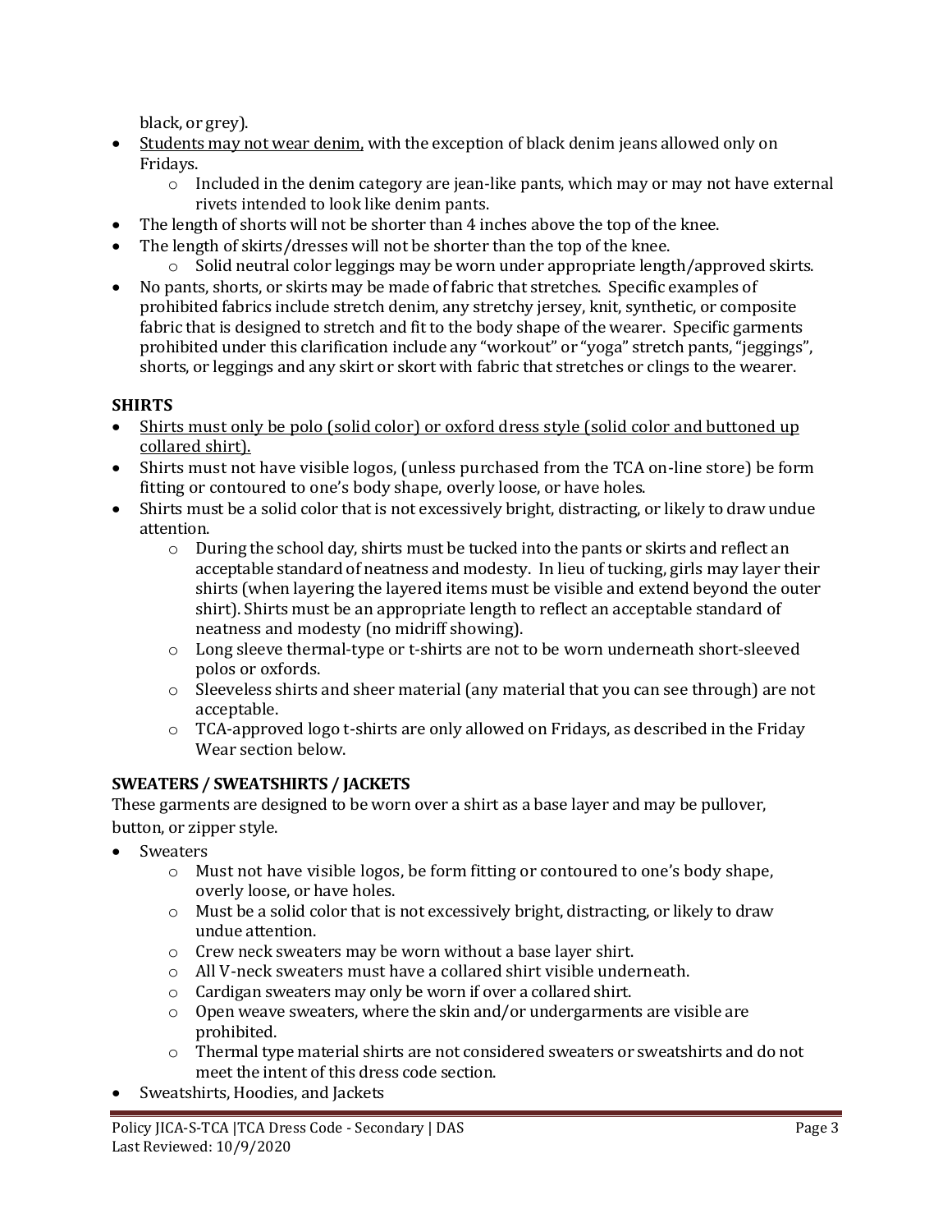black, or grey).

- <u>Students may not wear denim,</u> with the exception of black denim jeans allowed only on Fridays.
  - Included in the denim category are jean-like pants, which may or may not have external rivets intended to look like denim pants.
- The length of shorts will not be shorter than 4 inches above the top of the knee.
- The length of skirts/dresses will not be shorter than the top of the knee.
  - Solid neutral color leggings may be worn under appropriate length/approved skirts.
- No pants, shorts, or skirts may be made of fabric that stretches. Specific examples of prohibited fabrics include stretch denim, any stretchy jersey, knit, synthetic, or composite fabric that is designed to stretch and fit to the body shape of the wearer. Specific garments prohibited under this clarification include any "workout" or "yoga" stretch pants, "jeggings", shorts, or leggings and any skirt or skort with fabric that stretches or clings to the wearer.

**SHIRTS**

- <u>Shirts must only be polo (solid color) or oxford dress style (solid color and buttoned up collared shirt).</u>
- Shirts must not have visible logos, (unless purchased from the TCA on-line store) be form fitting or contoured to one's body shape, overly loose, or have holes.
- Shirts must be a solid color that is not excessively bright, distracting, or likely to draw undue attention.
  - During the school day, shirts must be tucked into the pants or skirts and reflect an acceptable standard of neatness and modesty. In lieu of tucking, girls may layer their shirts (when layering the layered items must be visible and extend beyond the outer shirt). Shirts must be an appropriate length to reflect an acceptable standard of neatness and modesty (no midriff showing).
  - Long sleeve thermal-type or t-shirts are not to be worn underneath short-sleeved polos or oxfords.
  - Sleeveless shirts and sheer material (any material that you can see through) are not acceptable.
  - TCA-approved logo t-shirts are only allowed on Fridays, as described in the Friday Wear section below.

**SWEATERS / SWEATSHIRTS / JACKETS**

These garments are designed to be worn over a shirt as a base layer and may be pullover, button, or zipper style.

- Sweaters
  - Must not have visible logos, be form fitting or contoured to one's body shape, overly loose, or have holes.
  - Must be a solid color that is not excessively bright, distracting, or likely to draw undue attention.
  - Crew neck sweaters may be worn without a base layer shirt.
  - All V-neck sweaters must have a collared shirt visible underneath.
  - Cardigan sweaters may only be worn if over a collared shirt.
  - Open weave sweaters, where the skin and/or undergarments are visible are prohibited.
  - Thermal type material shirts are not considered sweaters or sweatshirts and do not meet the intent of this dress code section.
- Sweatshirts, Hoodies, and Jackets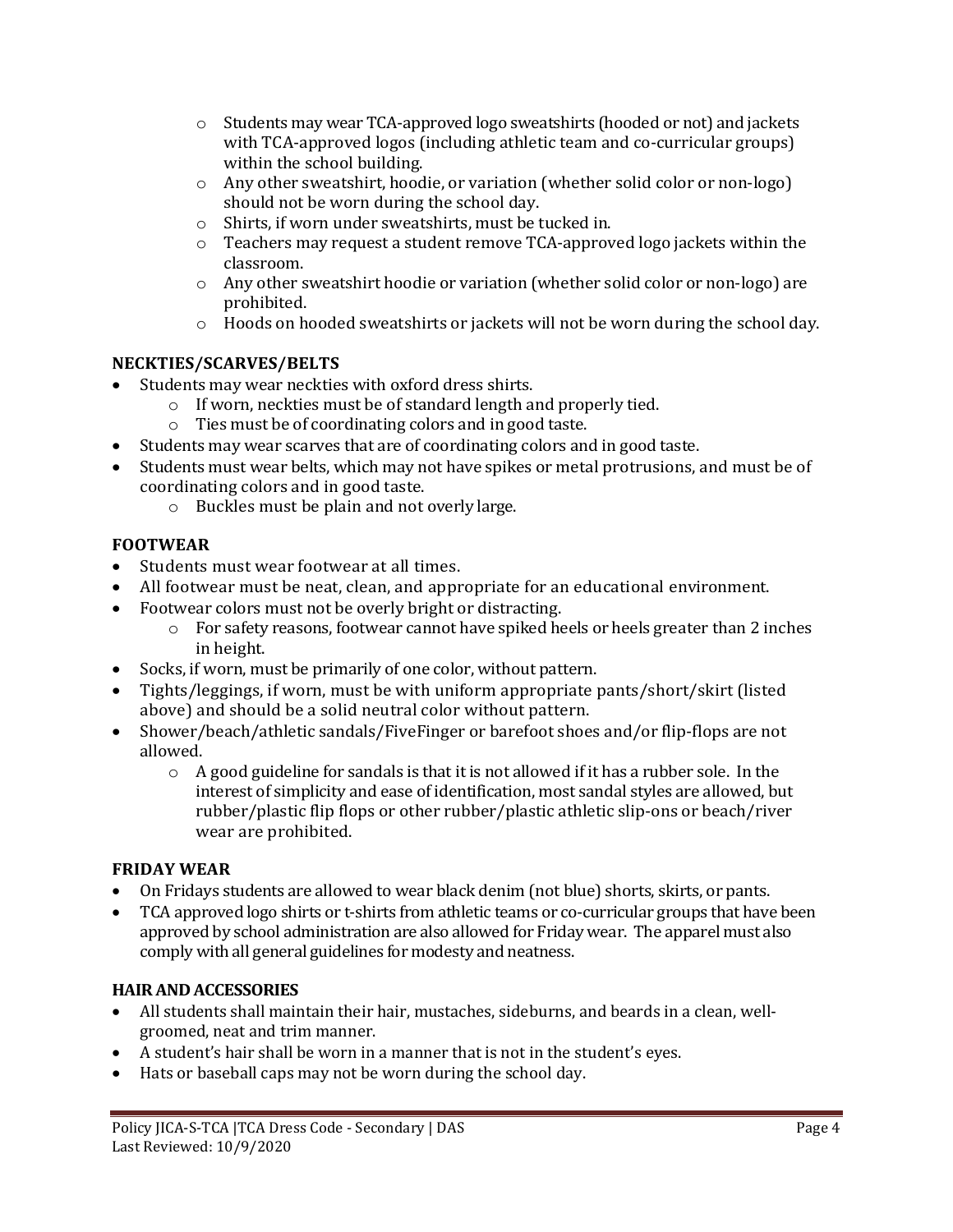- Students may wear TCA-approved logo sweatshirts (hooded or not) and jackets with TCA-approved logos (including athletic team and co-curricular groups) within the school building.
- Any other sweatshirt, hoodie, or variation (whether solid color or non-logo) should not be worn during the school day.
- Shirts, if worn under sweatshirts, must be tucked in.
- Teachers may request a student remove TCA-approved logo jackets within the classroom.
- Any other sweatshirt hoodie or variation (whether solid color or non-logo) are prohibited.
- Hoods on hooded sweatshirts or jackets will not be worn during the school day.

**NECKTIES/SCARVES/BELTS**

- Students may wear neckties with oxford dress shirts.
  - If worn, neckties must be of standard length and properly tied.
  - Ties must be of coordinating colors and in good taste.
- Students may wear scarves that are of coordinating colors and in good taste.
- Students must wear belts, which may not have spikes or metal protrusions, and must be of coordinating colors and in good taste.
  - Buckles must be plain and not overly large.

**FOOTWEAR**

- Students must wear footwear at all times.
- All footwear must be neat, clean, and appropriate for an educational environment.
- Footwear colors must not be overly bright or distracting.
  - For safety reasons, footwear cannot have spiked heels or heels greater than 2 inches in height.
- Socks, if worn, must be primarily of one color, without pattern.
- Tights/leggings, if worn, must be with uniform appropriate pants/short/skirt (listed above) and should be a solid neutral color without pattern.
- Shower/beach/athletic sandals/FiveFinger or barefoot shoes and/or flip-flops are not allowed.
  - A good guideline for sandals is that it is not allowed if it has a rubber sole. In the interest of simplicity and ease of identification, most sandal styles are allowed, but rubber/plastic flip flops or other rubber/plastic athletic slip-ons or beach/river wear are prohibited.

**FRIDAY WEAR**

- On Fridays students are allowed to wear black denim (not blue) shorts, skirts, or pants.
- TCA approved logo shirts or t-shirts from athletic teams or co-curricular groups that have been approved by school administration are also allowed for Friday wear. The apparel must also comply with all general guidelines for modesty and neatness.

**HAIR AND ACCESSORIES**

- All students shall maintain their hair, mustaches, sideburns, and beards in a clean, well-groomed, neat and trim manner.
- A student's hair shall be worn in a manner that is not in the student's eyes.
- Hats or baseball caps may not be worn during the school day.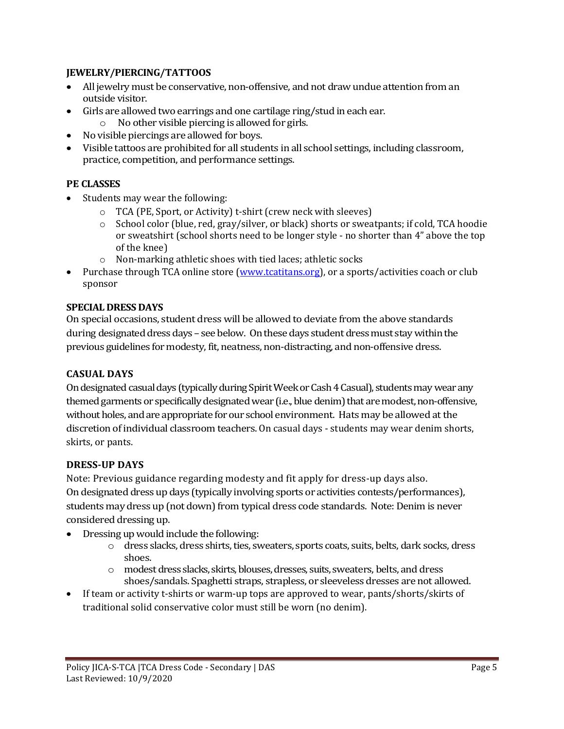**JEWELRY/PIERCING/TATTOOS**

- All jewelry must be conservative, non-offensive, and not draw undue attention from an outside visitor.
- Girls are allowed two earrings and one cartilage ring/stud in each ear.
  - No other visible piercing is allowed for girls.
- No visible piercings are allowed for boys.
- Visible tattoos are prohibited for all students in all school settings, including classroom, practice, competition, and performance settings.

**PE CLASSES**

- Students may wear the following:
  - TCA (PE, Sport, or Activity) t-shirt (crew neck with sleeves)
  - School color (blue, red, gray/silver, or black) shorts or sweatpants; if cold, TCA hoodie or sweatshirt (school shorts need to be longer style - no shorter than 4" above the top of the knee)
  - Non-marking athletic shoes with tied laces; athletic socks
- Purchase through TCA online store ([www.tcatitans.org](http://www.tcatitans.org)), or a sports/activities coach or club sponsor

**SPECIAL DRESS DAYS**

On special occasions, student dress will be allowed to deviate from the above standards during designated dress days – see below. On these days student dress must stay within the previous guidelines for modesty, fit, neatness, non-distracting, and non-offensive dress.

**CASUAL DAYS**

On designated casual days (typically during Spirit Week or Cash 4 Casual), students may wear any themed garments or specifically designated wear (i.e., blue denim) that are modest, non-offensive, without holes, and are appropriate for our school environment. Hats may be allowed at the discretion of individual classroom teachers. On casual days - students may wear denim shorts, skirts, or pants.

**DRESS-UP DAYS**

Note: Previous guidance regarding modesty and fit apply for dress-up days also.
On designated dress up days (typically involving sports or activities contests/performances), students may dress up (not down) from typical dress code standards. Note: Denim is never considered dressing up.

- Dressing up would include the following:
  - dress slacks, dress shirts, ties, sweaters, sports coats, suits, belts, dark socks, dress shoes.
  - modest dress slacks, skirts, blouses, dresses, suits, sweaters, belts, and dress shoes/sandals. Spaghetti straps, strapless, or sleeveless dresses are not allowed.
- If team or activity t-shirts or warm-up tops are approved to wear, pants/shorts/skirts of traditional solid conservative color must still be worn (no denim).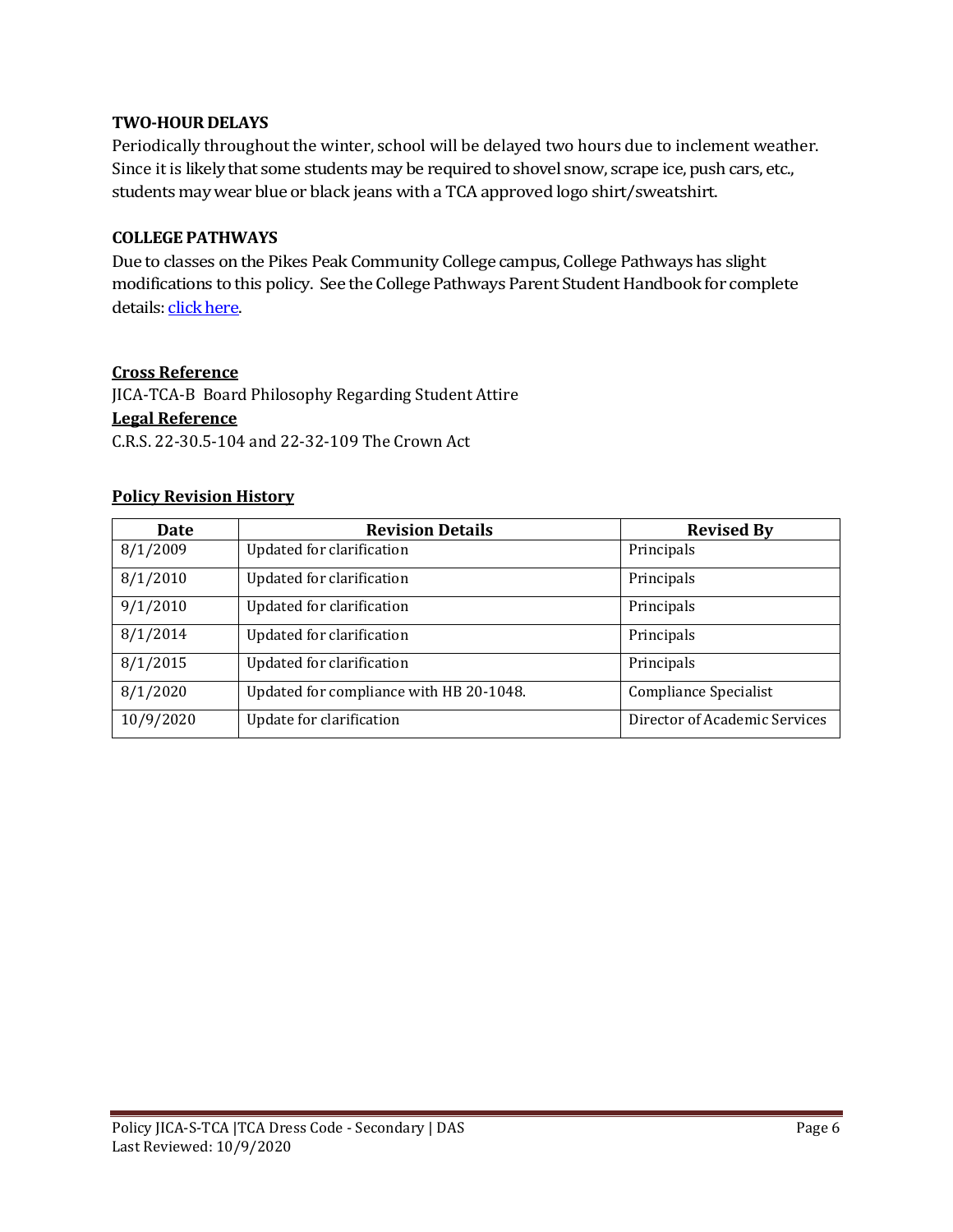**TWO-HOUR DELAYS**

Periodically throughout the winter, school will be delayed two hours due to inclement weather. Since it is likely that some students may be required to shovel snow, scrape ice, push cars, etc., students may wear blue or black jeans with a TCA approved logo shirt/sweatshirt.

**COLLEGE PATHWAYS**

Due to classes on the Pikes Peak Community College campus, College Pathways has slight modifications to this policy. See the College Pathways Parent Student Handbook for complete details: click here.

**Cross Reference**

JICA-TCA-B Board Philosophy Regarding Student Attire

**Legal Reference**

C.R.S. 22-30.5-104 and 22-32-109 The Crown Act

**Policy Revision History**

| Date | Revision Details | Revised By |
|---|---|---|
| 8/1/2009 | Updated for clarification | Principals |
| 8/1/2010 | Updated for clarification | Principals |
| 9/1/2010 | Updated for clarification | Principals |
| 8/1/2014 | Updated for clarification | Principals |
| 8/1/2015 | Updated for clarification | Principals |
| 8/1/2020 | Updated for compliance with HB 20-1048. | Compliance Specialist |
| 10/9/2020 | Update for clarification | Director of Academic Services |